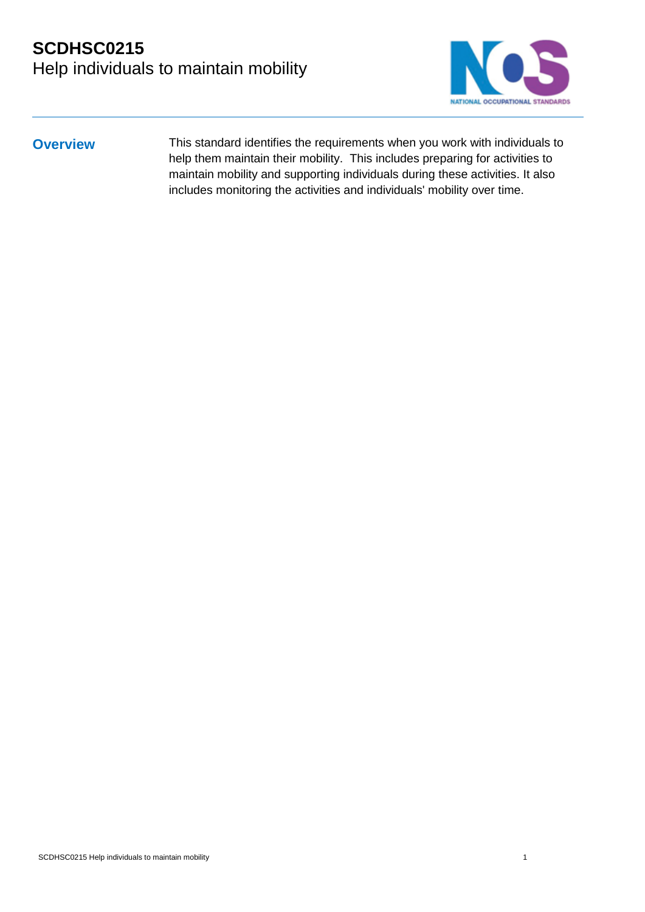# SCDHSC0215
## Help individuals to maintain mobility

### Overview

This standard identifies the requirements when you work with individuals to help them maintain their mobility. This includes preparing for activities to maintain mobility and supporting individuals during these activities. It also includes monitoring the activities and individuals' mobility over time.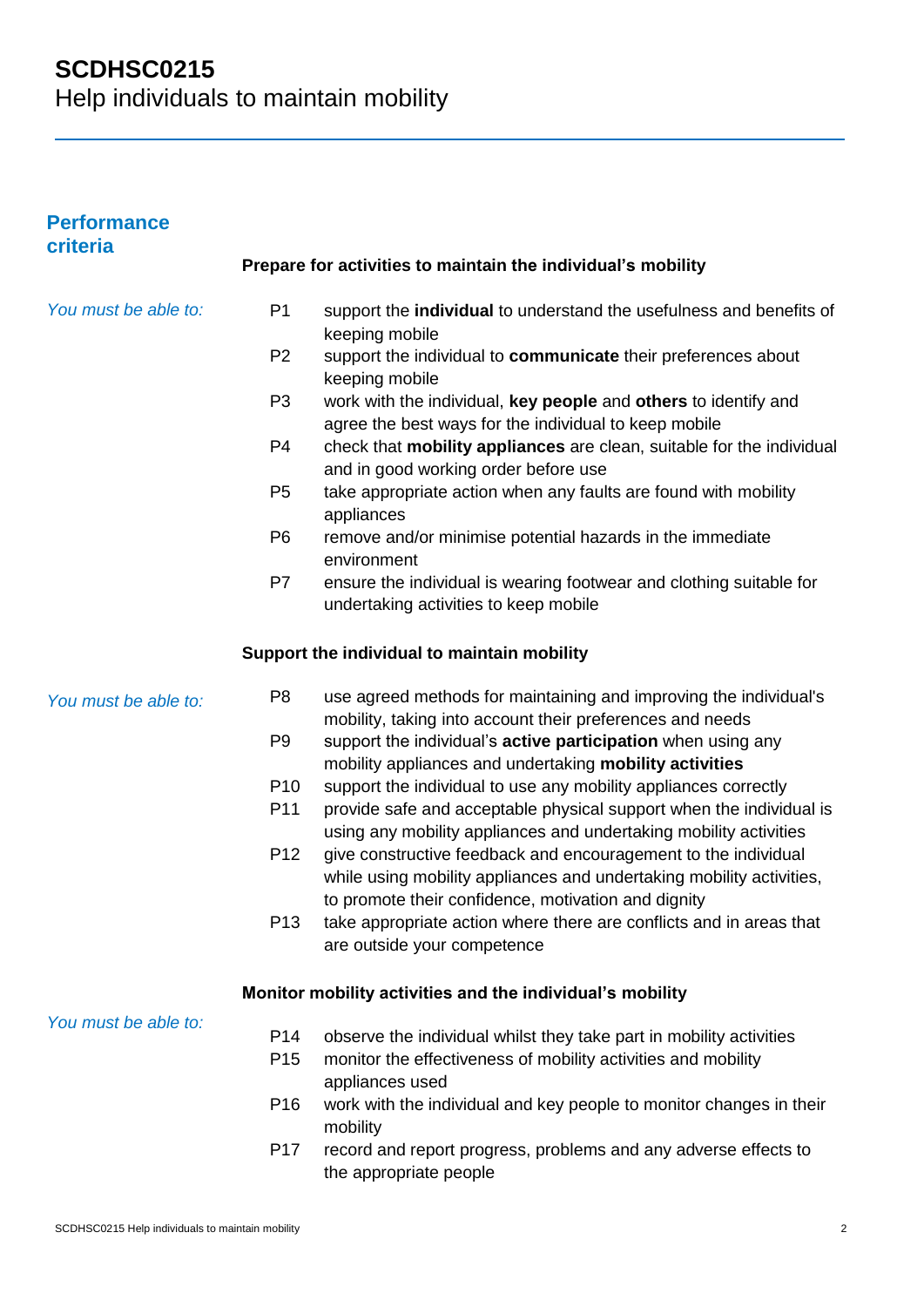# SCDHSC0215
Help individuals to maintain mobility

## Performance criteria

### Prepare for activities to maintain the individual's mobility

*You must be able to:*

- P1 support the **individual** to understand the usefulness and benefits of keeping mobile
- P2 support the individual to **communicate** their preferences about keeping mobile
- P3 work with the individual, **key people** and **others** to identify and agree the best ways for the individual to keep mobile
- P4 check that **mobility appliances** are clean, suitable for the individual and in good working order before use
- P5 take appropriate action when any faults are found with mobility appliances
- P6 remove and/or minimise potential hazards in the immediate environment
- P7 ensure the individual is wearing footwear and clothing suitable for undertaking activities to keep mobile

### Support the individual to maintain mobility

*You must be able to:*

- P8 use agreed methods for maintaining and improving the individual's mobility, taking into account their preferences and needs
- P9 support the individual's **active participation** when using any mobility appliances and undertaking **mobility activities**
- P10 support the individual to use any mobility appliances correctly
- P11 provide safe and acceptable physical support when the individual is using any mobility appliances and undertaking mobility activities
- P12 give constructive feedback and encouragement to the individual while using mobility appliances and undertaking mobility activities, to promote their confidence, motivation and dignity
- P13 take appropriate action where there are conflicts and in areas that are outside your competence

### Monitor mobility activities and the individual's mobility

*You must be able to:*

- P14 observe the individual whilst they take part in mobility activities
- P15 monitor the effectiveness of mobility activities and mobility appliances used
- P16 work with the individual and key people to monitor changes in their mobility
- P17 record and report progress, problems and any adverse effects to the appropriate people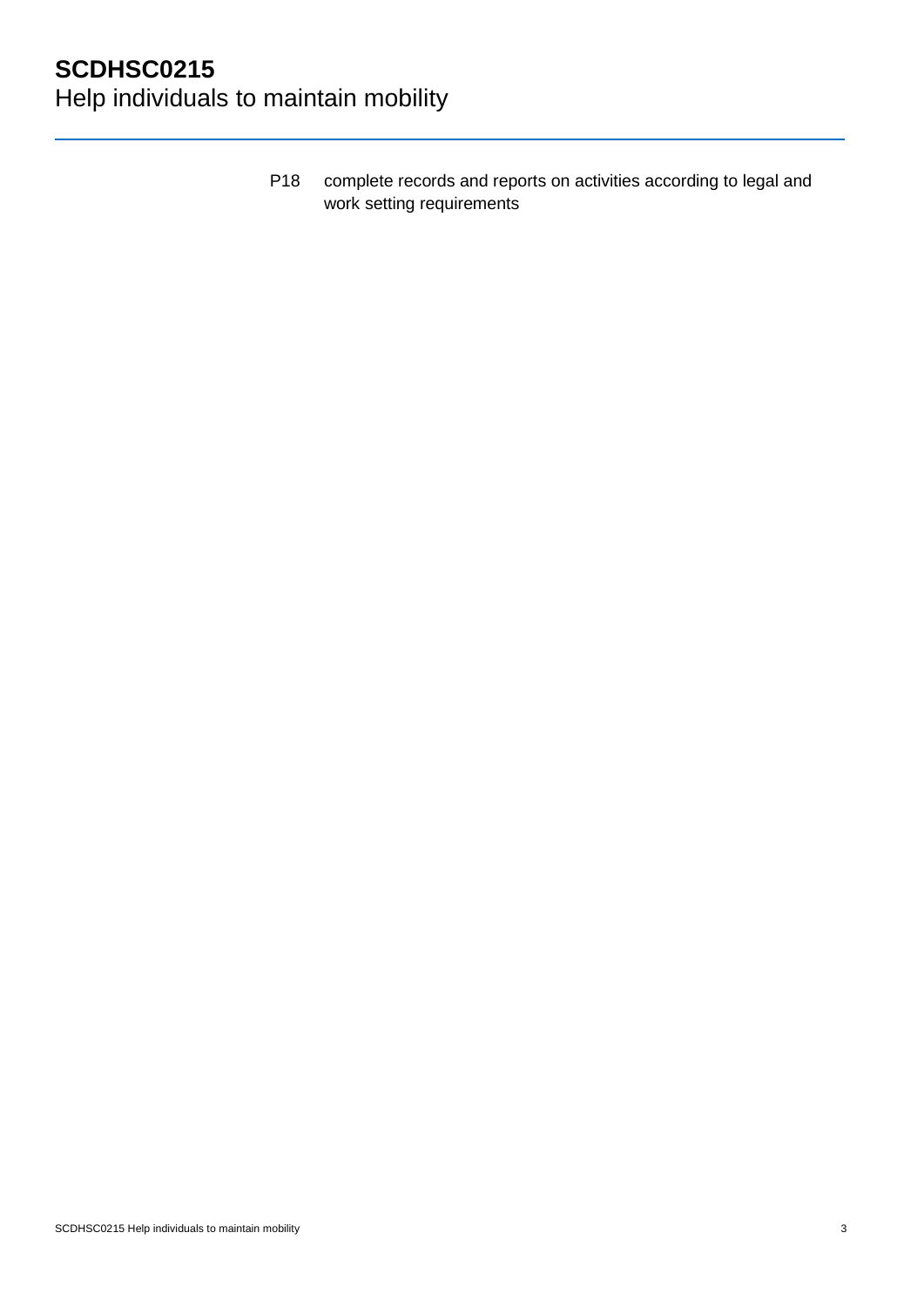P18 complete records and reports on activities according to legal and work setting requirements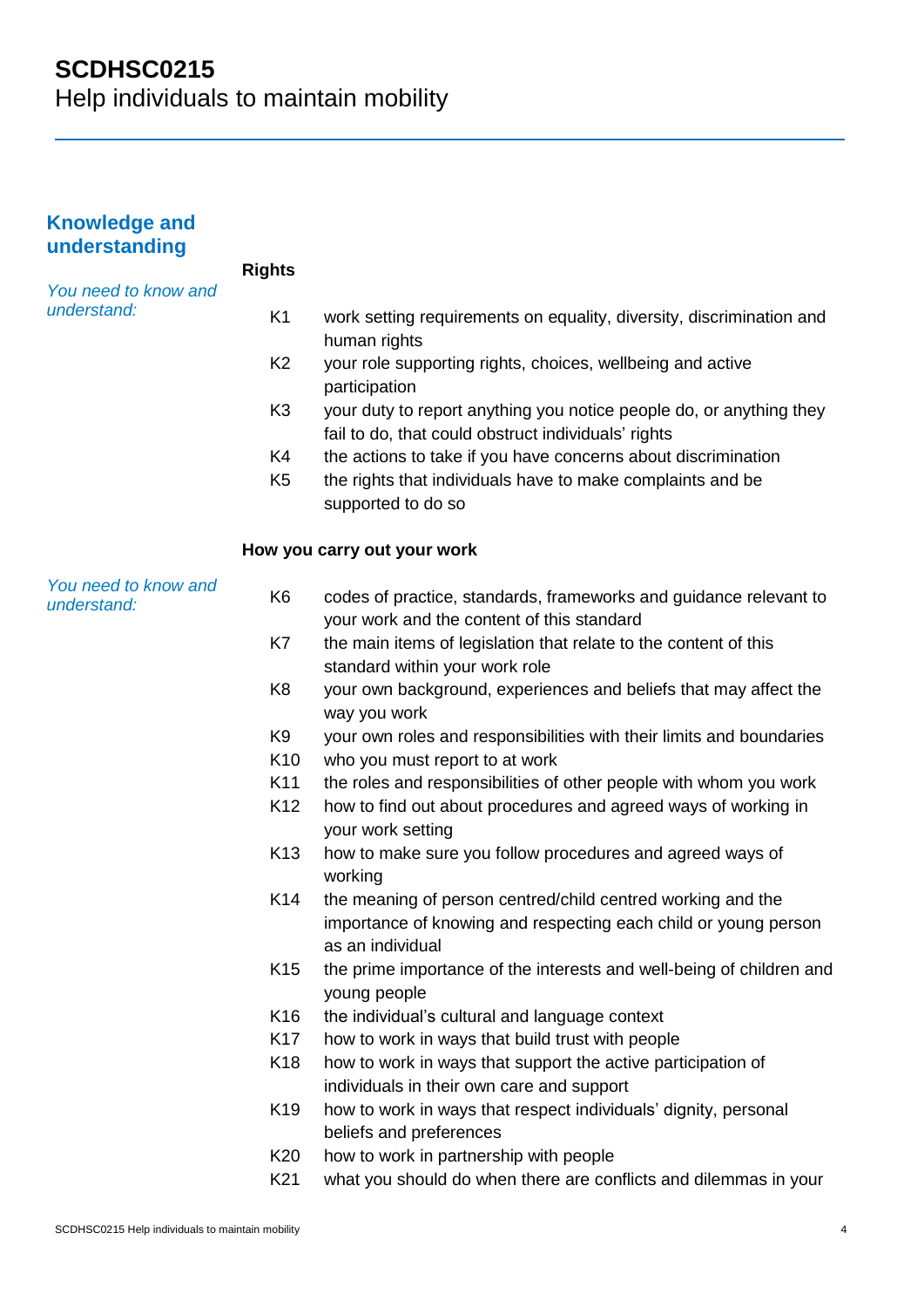# SCDHSC0215
Help individuals to maintain mobility

## Knowledge and understanding

### Rights

*You need to know and understand:*

- K1 work setting requirements on equality, diversity, discrimination and human rights
- K2 your role supporting rights, choices, wellbeing and active participation
- K3 your duty to report anything you notice people do, or anything they fail to do, that could obstruct individuals' rights
- K4 the actions to take if you have concerns about discrimination
- K5 the rights that individuals have to make complaints and be supported to do so

### How you carry out your work

*You need to know and understand:*

- K6 codes of practice, standards, frameworks and guidance relevant to your work and the content of this standard
- K7 the main items of legislation that relate to the content of this standard within your work role
- K8 your own background, experiences and beliefs that may affect the way you work
- K9 your own roles and responsibilities with their limits and boundaries
- K10 who you must report to at work
- K11 the roles and responsibilities of other people with whom you work
- K12 how to find out about procedures and agreed ways of working in your work setting
- K13 how to make sure you follow procedures and agreed ways of working
- K14 the meaning of person centred/child centred working and the importance of knowing and respecting each child or young person as an individual
- K15 the prime importance of the interests and well-being of children and young people
- K16 the individual's cultural and language context
- K17 how to work in ways that build trust with people
- K18 how to work in ways that support the active participation of individuals in their own care and support
- K19 how to work in ways that respect individuals' dignity, personal beliefs and preferences
- K20 how to work in partnership with people
- K21 what you should do when there are conflicts and dilemmas in your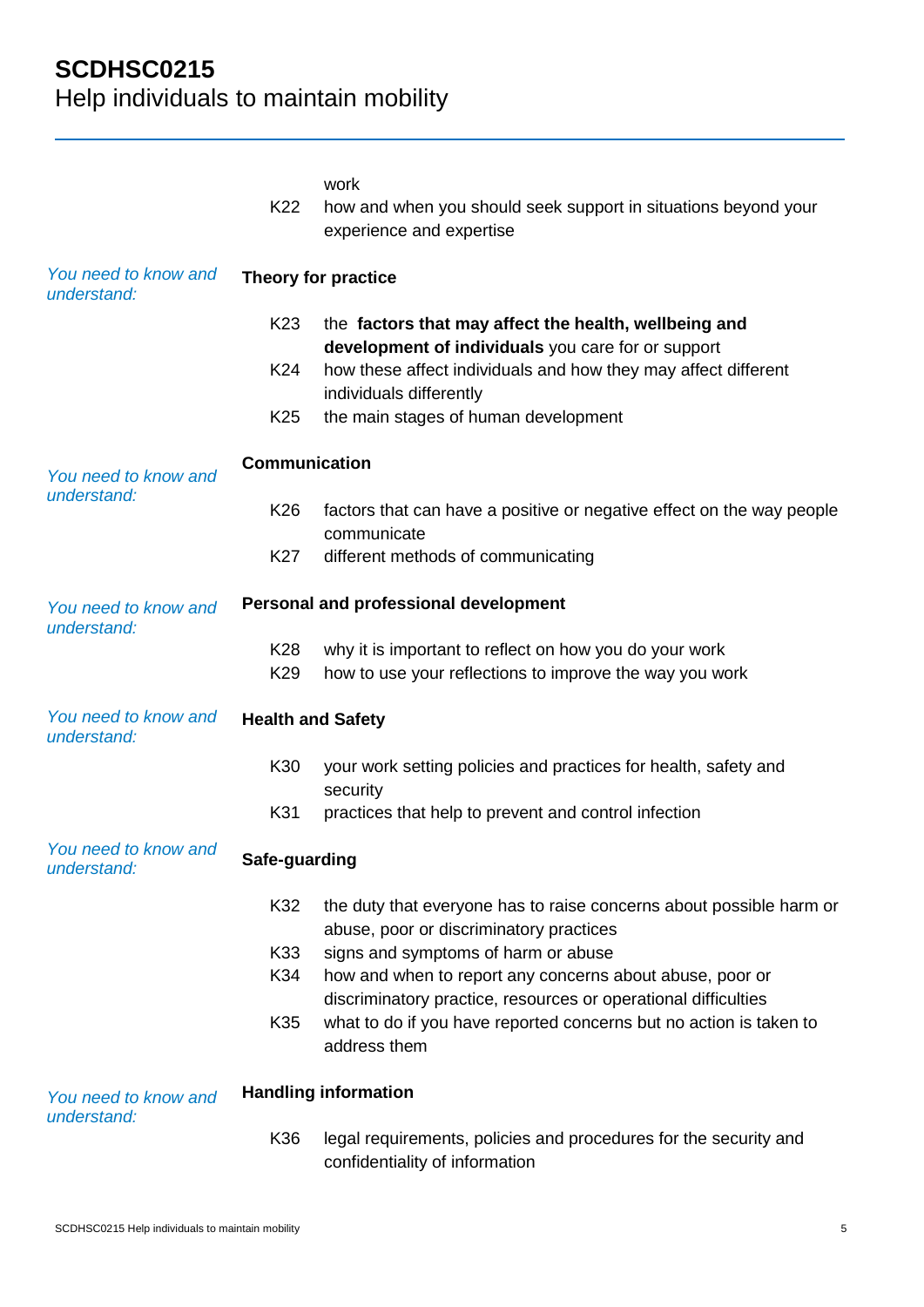| | | |
|---|---|---|
| | | work |
| | K22 | how and when you should seek support in situations beyond your experience and expertise |
| *You need to know and understand:* | **Theory for practice** | |
| | K23 | the **factors that may affect the health, wellbeing and development of individuals** you care for or support |
| | K24 | how these affect individuals and how they may affect different individuals differently |
| | K25 | the main stages of human development |
| *You need to know and understand:* | **Communication** | |
| | K26 | factors that can have a positive or negative effect on the way people communicate |
| | K27 | different methods of communicating |
| *You need to know and understand:* | **Personal and professional development** | |
| | K28 | why it is important to reflect on how you do your work |
| | K29 | how to use your reflections to improve the way you work |
| *You need to know and understand:* | **Health and Safety** | |
| | K30 | your work setting policies and practices for health, safety and security |
| | K31 | practices that help to prevent and control infection |
| *You need to know and understand:* | **Safe-guarding** | |
| | K32 | the duty that everyone has to raise concerns about possible harm or abuse, poor or discriminatory practices |
| | K33 | signs and symptoms of harm or abuse |
| | K34 | how and when to report any concerns about abuse, poor or discriminatory practice, resources or operational difficulties |
| | K35 | what to do if you have reported concerns but no action is taken to address them |
| *You need to know and understand:* | **Handling information** | |
| | K36 | legal requirements, policies and procedures for the security and confidentiality of information |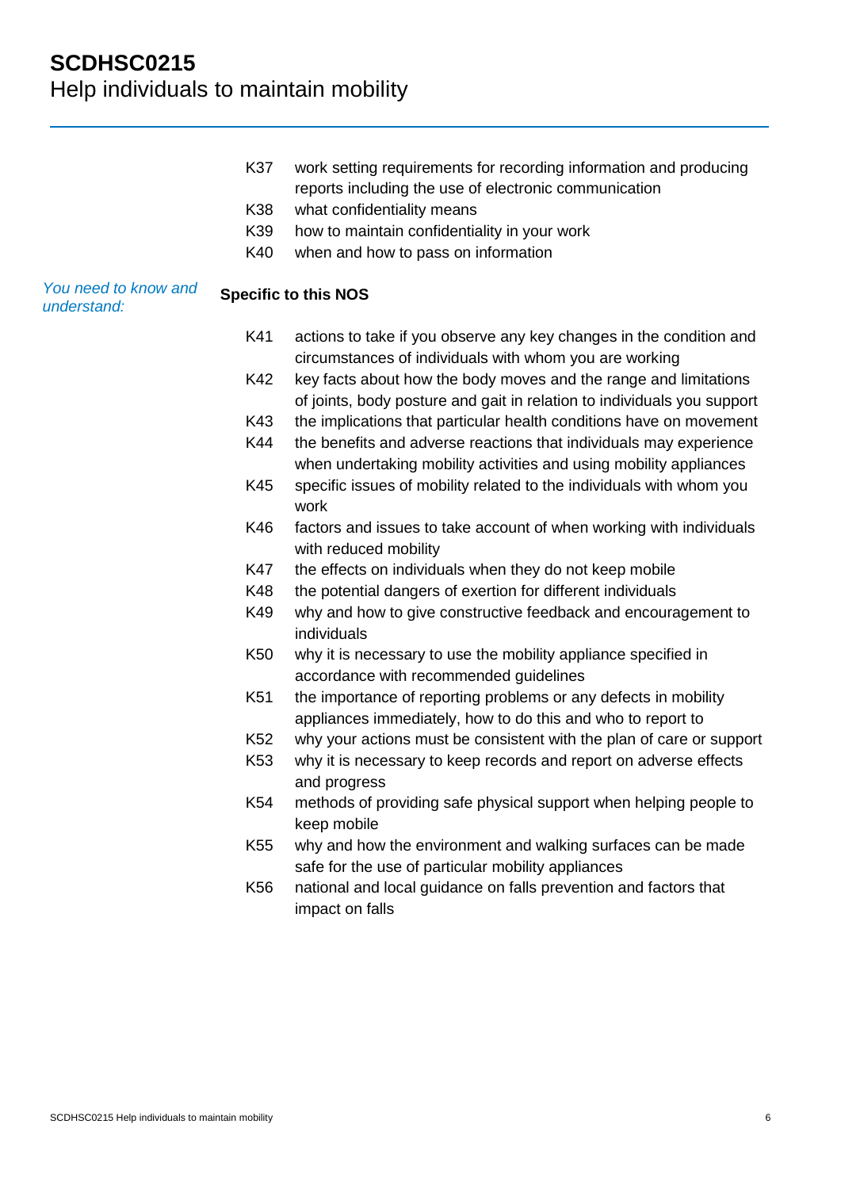| | | |
|---|---|---|
| | K37 | work setting requirements for recording information and producing reports including the use of electronic communication |
| | K38 | what confidentiality means |
| | K39 | how to maintain confidentiality in your work |
| | K40 | when and how to pass on information |

*You need to know and understand:*

**Specific to this NOS**

| | |
|---|---|
| K41 | actions to take if you observe any key changes in the condition and circumstances of individuals with whom you are working |
| K42 | key facts about how the body moves and the range and limitations of joints, body posture and gait in relation to individuals you support |
| K43 | the implications that particular health conditions have on movement |
| K44 | the benefits and adverse reactions that individuals may experience when undertaking mobility activities and using mobility appliances |
| K45 | specific issues of mobility related to the individuals with whom you work |
| K46 | factors and issues to take account of when working with individuals with reduced mobility |
| K47 | the effects on individuals when they do not keep mobile |
| K48 | the potential dangers of exertion for different individuals |
| K49 | why and how to give constructive feedback and encouragement to individuals |
| K50 | why it is necessary to use the mobility appliance specified in accordance with recommended guidelines |
| K51 | the importance of reporting problems or any defects in mobility appliances immediately, how to do this and who to report to |
| K52 | why your actions must be consistent with the plan of care or support |
| K53 | why it is necessary to keep records and report on adverse effects and progress |
| K54 | methods of providing safe physical support when helping people to keep mobile |
| K55 | why and how the environment and walking surfaces can be made safe for the use of particular mobility appliances |
| K56 | national and local guidance on falls prevention and factors that impact on falls |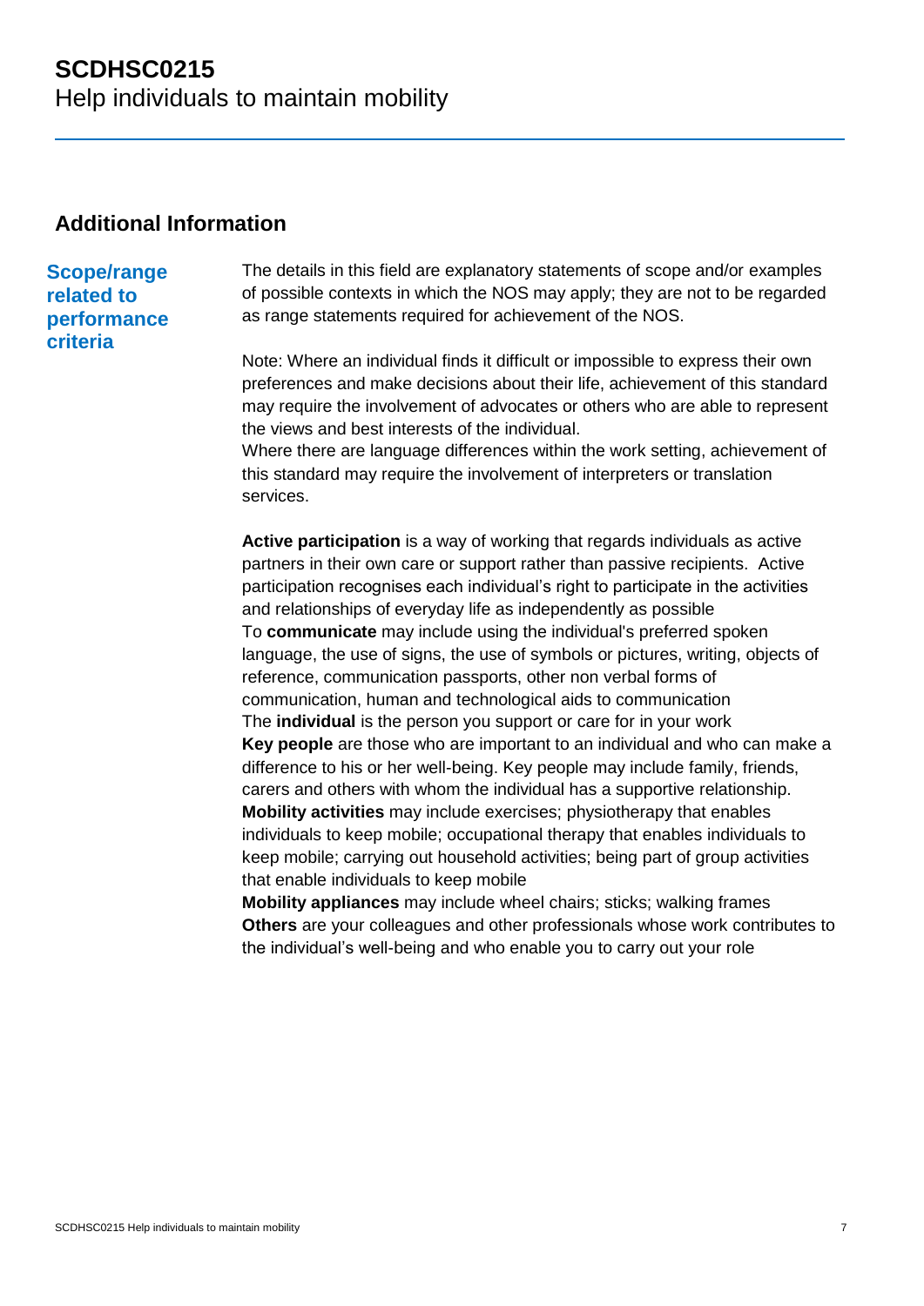# SCDHSC0215
Help individuals to maintain mobility

## Additional Information

### Scope/range related to performance criteria

The details in this field are explanatory statements of scope and/or examples of possible contexts in which the NOS may apply; they are not to be regarded as range statements required for achievement of the NOS.

Note: Where an individual finds it difficult or impossible to express their own preferences and make decisions about their life, achievement of this standard may require the involvement of advocates or others who are able to represent the views and best interests of the individual.
Where there are language differences within the work setting, achievement of this standard may require the involvement of interpreters or translation services.

**Active participation** is a way of working that regards individuals as active partners in their own care or support rather than passive recipients. Active participation recognises each individual's right to participate in the activities and relationships of everyday life as independently as possible
To **communicate** may include using the individual's preferred spoken language, the use of signs, the use of symbols or pictures, writing, objects of reference, communication passports, other non verbal forms of communication, human and technological aids to communication
The **individual** is the person you support or care for in your work
**Key people** are those who are important to an individual and who can make a difference to his or her well-being. Key people may include family, friends, carers and others with whom the individual has a supportive relationship.
**Mobility activities** may include exercises; physiotherapy that enables individuals to keep mobile; occupational therapy that enables individuals to keep mobile; carrying out household activities; being part of group activities that enable individuals to keep mobile
**Mobility appliances** may include wheel chairs; sticks; walking frames
**Others** are your colleagues and other professionals whose work contributes to the individual's well-being and who enable you to carry out your role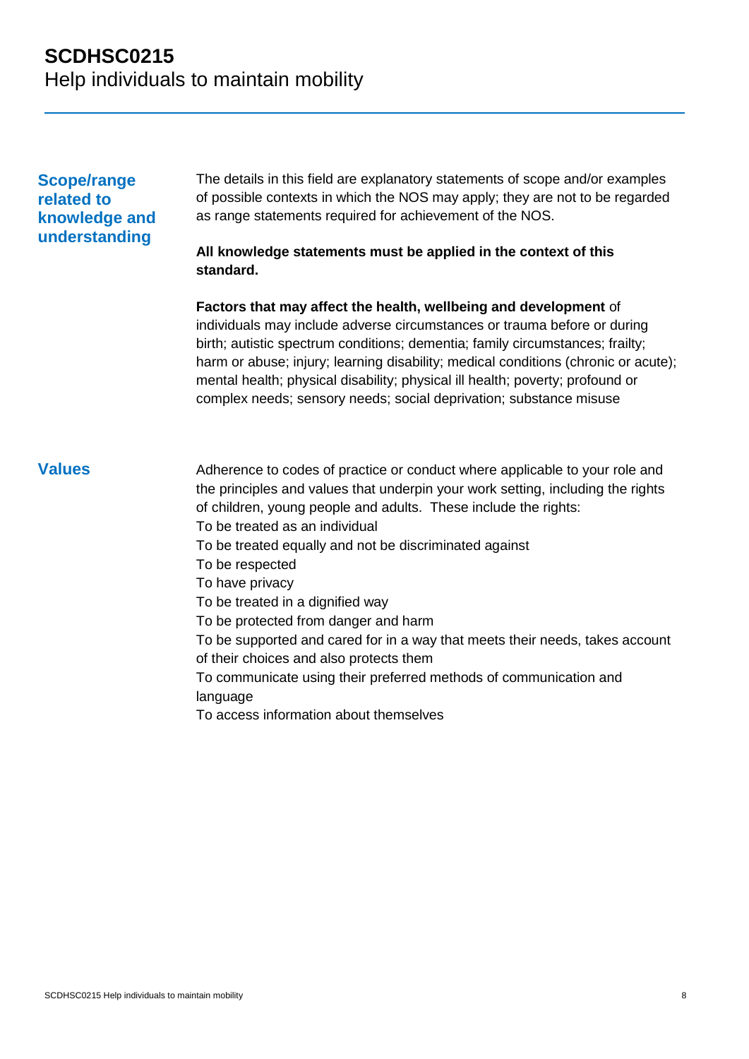## Scope/range related to knowledge and understanding

The details in this field are explanatory statements of scope and/or examples of possible contexts in which the NOS may apply; they are not to be regarded as range statements required for achievement of the NOS.

**All knowledge statements must be applied in the context of this standard.**

**Factors that may affect the health, wellbeing and development** of individuals may include adverse circumstances or trauma before or during birth; autistic spectrum conditions; dementia; family circumstances; frailty; harm or abuse; injury; learning disability; medical conditions (chronic or acute); mental health; physical disability; physical ill health; poverty; profound or complex needs; sensory needs; social deprivation; substance misuse

## Values

Adherence to codes of practice or conduct where applicable to your role and the principles and values that underpin your work setting, including the rights of children, young people and adults. These include the rights:

To be treated as an individual

To be treated equally and not be discriminated against

To be respected

To have privacy

To be treated in a dignified way

To be protected from danger and harm

To be supported and cared for in a way that meets their needs, takes account of their choices and also protects them

To communicate using their preferred methods of communication and language

To access information about themselves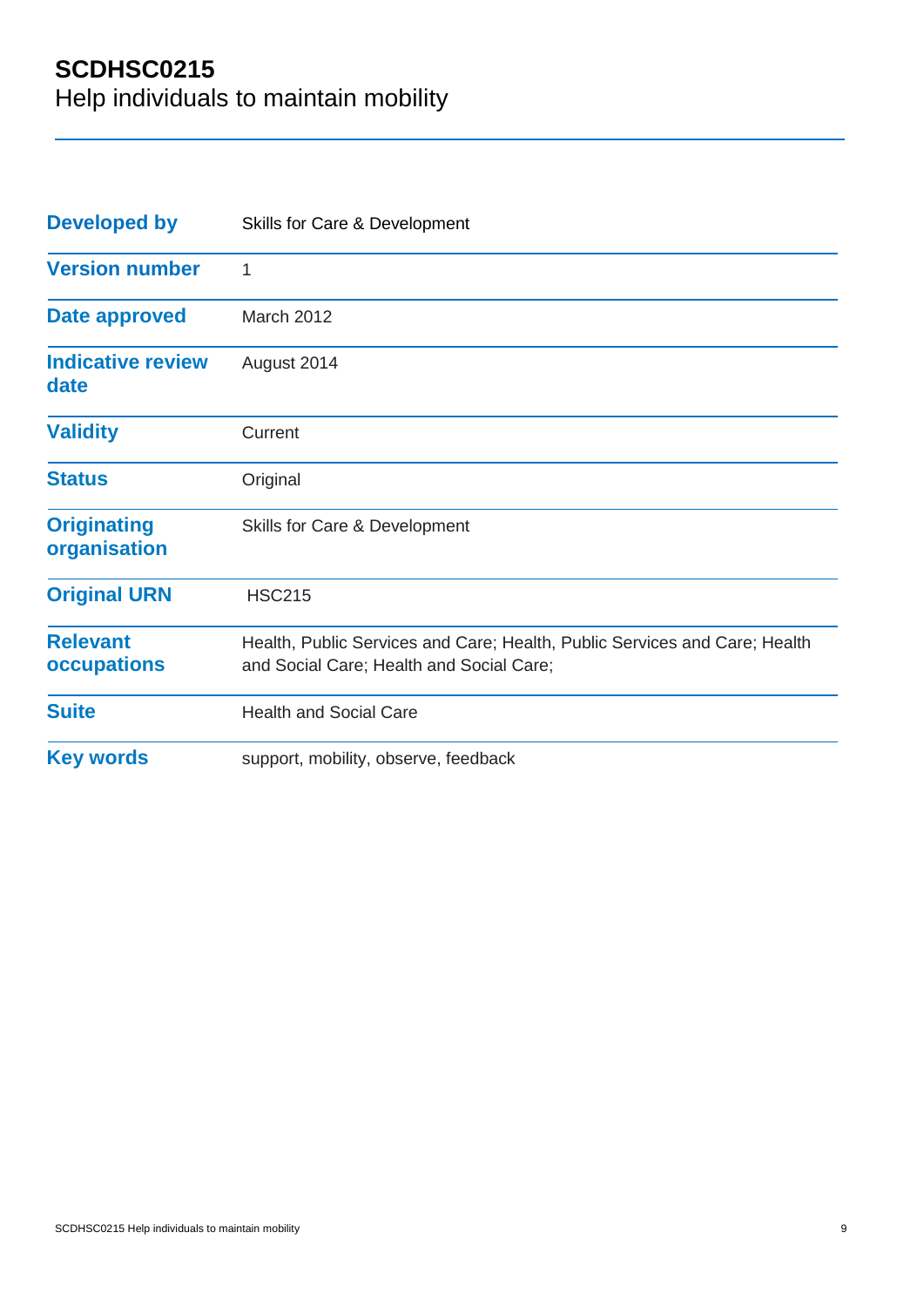# SCDHSC0215

Help individuals to maintain mobility

| | |
|---|---|
| **Developed by** | Skills for Care & Development |
| **Version number** | 1 |
| **Date approved** | March 2012 |
| **Indicative review date** | August 2014 |
| **Validity** | Current |
| **Status** | Original |
| **Originating organisation** | Skills for Care & Development |
| **Original URN** | HSC215 |
| **Relevant occupations** | Health, Public Services and Care; Health, Public Services and Care; Health and Social Care; Health and Social Care; |
| **Suite** | Health and Social Care |
| **Key words** | support, mobility, observe, feedback |